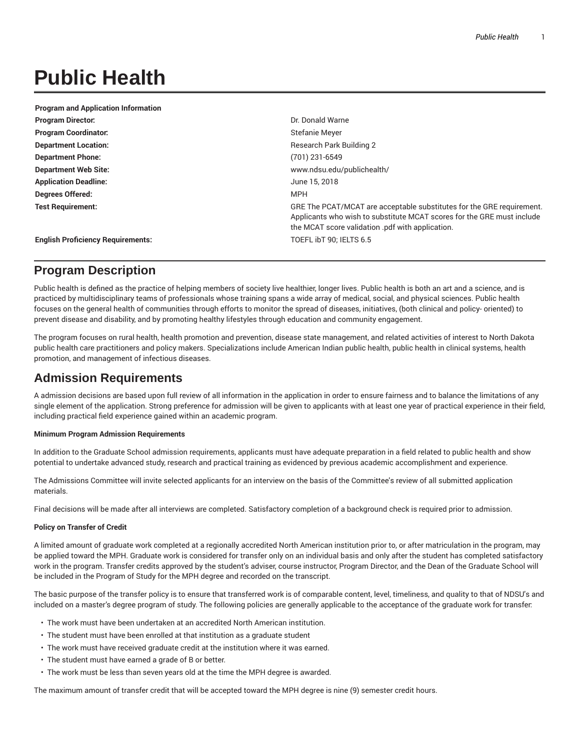# Public Health

| Program and Application Information | |
|---|---|
| **Program Director:** | Dr. Donald Warne |
| **Program Coordinator:** | Stefanie Meyer |
| **Department Location:** | Research Park Building 2 |
| **Department Phone:** | (701) 231-6549 |
| **Department Web Site:** | www.ndsu.edu/publichealth/ |
| **Application Deadline:** | June 15, 2018 |
| **Degrees Offered:** | MPH |
| **Test Requirement:** | GRE The PCAT/MCAT are acceptable substitutes for the GRE requirement. Applicants who wish to substitute MCAT scores for the GRE must include the MCAT score validation .pdf with application. |
| **English Proficiency Requirements:** | TOEFL ibT 90; IELTS 6.5 |

## Program Description

Public health is defined as the practice of helping members of society live healthier, longer lives. Public health is both an art and a science, and is practiced by multidisciplinary teams of professionals whose training spans a wide array of medical, social, and physical sciences. Public health focuses on the general health of communities through efforts to monitor the spread of diseases, initiatives, (both clinical and policy- oriented) to prevent disease and disability, and by promoting healthy lifestyles through education and community engagement.

The program focuses on rural health, health promotion and prevention, disease state management, and related activities of interest to North Dakota public health care practitioners and policy makers. Specializations include American Indian public health, public health in clinical systems, health promotion, and management of infectious diseases.

## Admission Requirements

A admission decisions are based upon full review of all information in the application in order to ensure fairness and to balance the limitations of any single element of the application. Strong preference for admission will be given to applicants with at least one year of practical experience in their field, including practical field experience gained within an academic program.

#### Minimum Program Admission Requirements

In addition to the Graduate School admission requirements, applicants must have adequate preparation in a field related to public health and show potential to undertake advanced study, research and practical training as evidenced by previous academic accomplishment and experience.

The Admissions Committee will invite selected applicants for an interview on the basis of the Committee's review of all submitted application materials.

Final decisions will be made after all interviews are completed. Satisfactory completion of a background check is required prior to admission.

#### Policy on Transfer of Credit

A limited amount of graduate work completed at a regionally accredited North American institution prior to, or after matriculation in the program, may be applied toward the MPH. Graduate work is considered for transfer only on an individual basis and only after the student has completed satisfactory work in the program. Transfer credits approved by the student's adviser, course instructor, Program Director, and the Dean of the Graduate School will be included in the Program of Study for the MPH degree and recorded on the transcript.

The basic purpose of the transfer policy is to ensure that transferred work is of comparable content, level, timeliness, and quality to that of NDSU's and included on a master's degree program of study. The following policies are generally applicable to the acceptance of the graduate work for transfer:

- The work must have been undertaken at an accredited North American institution.
- The student must have been enrolled at that institution as a graduate student
- The work must have received graduate credit at the institution where it was earned.
- The student must have earned a grade of B or better.
- The work must be less than seven years old at the time the MPH degree is awarded.

The maximum amount of transfer credit that will be accepted toward the MPH degree is nine (9) semester credit hours.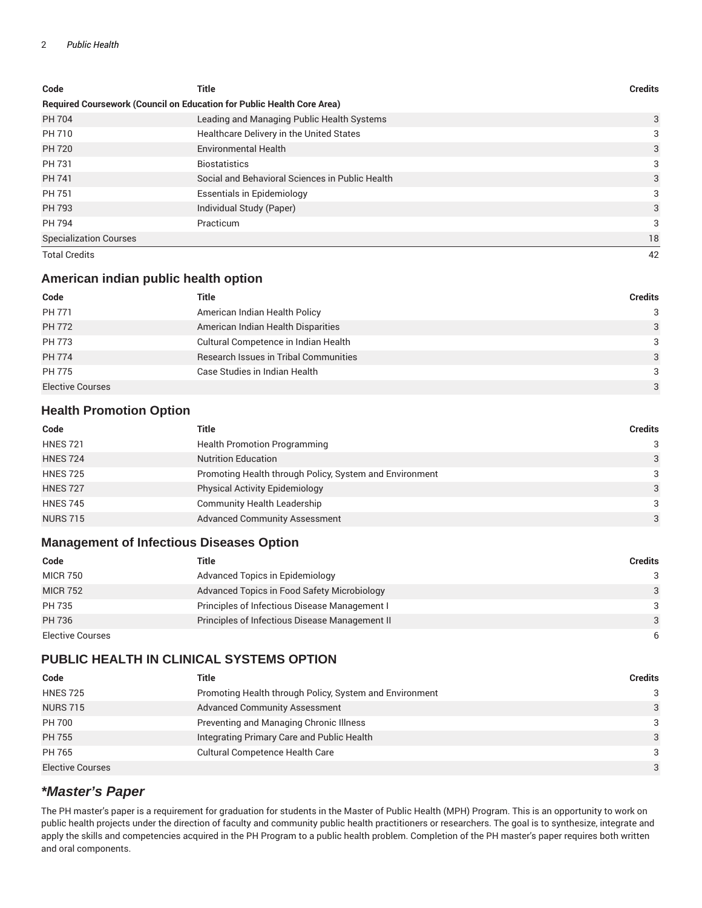| Code | Title | Credits |
|---|---|---|
| **Required Coursework (Council on Education for Public Health Core Area)** | | |
| PH 704 | Leading and Managing Public Health Systems | 3 |
| PH 710 | Healthcare Delivery in the United States | 3 |
| PH 720 | Environmental Health | 3 |
| PH 731 | Biostatistics | 3 |
| PH 741 | Social and Behavioral Sciences in Public Health | 3 |
| PH 751 | Essentials in Epidemiology | 3 |
| PH 793 | Individual Study (Paper) | 3 |
| PH 794 | Practicum | 3 |
| Specialization Courses | | 18 |
| Total Credits | | 42 |

## American indian public health option

| Code | Title | Credits |
|---|---|---|
| PH 771 | American Indian Health Policy | 3 |
| PH 772 | American Indian Health Disparities | 3 |
| PH 773 | Cultural Competence in Indian Health | 3 |
| PH 774 | Research Issues in Tribal Communities | 3 |
| PH 775 | Case Studies in Indian Health | 3 |
| Elective Courses | | 3 |

## Health Promotion Option

| Code | Title | Credits |
|---|---|---|
| HNES 721 | Health Promotion Programming | 3 |
| HNES 724 | Nutrition Education | 3 |
| HNES 725 | Promoting Health through Policy, System and Environment | 3 |
| HNES 727 | Physical Activity Epidemiology | 3 |
| HNES 745 | Community Health Leadership | 3 |
| NURS 715 | Advanced Community Assessment | 3 |

## Management of Infectious Diseases Option

| Code | Title | Credits |
|---|---|---|
| MICR 750 | Advanced Topics in Epidemiology | 3 |
| MICR 752 | Advanced Topics in Food Safety Microbiology | 3 |
| PH 735 | Principles of Infectious Disease Management I | 3 |
| PH 736 | Principles of Infectious Disease Management II | 3 |
| Elective Courses | | 6 |

## PUBLIC HEALTH IN CLINICAL SYSTEMS OPTION

| Code | Title | Credits |
|---|---|---|
| HNES 725 | Promoting Health through Policy, System and Environment | 3 |
| NURS 715 | Advanced Community Assessment | 3 |
| PH 700 | Preventing and Managing Chronic Illness | 3 |
| PH 755 | Integrating Primary Care and Public Health | 3 |
| PH 765 | Cultural Competence Health Care | 3 |
| Elective Courses | | 3 |

## *\*Master's Paper*

The PH master's paper is a requirement for graduation for students in the Master of Public Health (MPH) Program. This is an opportunity to work on public health projects under the direction of faculty and community public health practitioners or researchers. The goal is to synthesize, integrate and apply the skills and competencies acquired in the PH Program to a public health problem. Completion of the PH master's paper requires both written and oral components.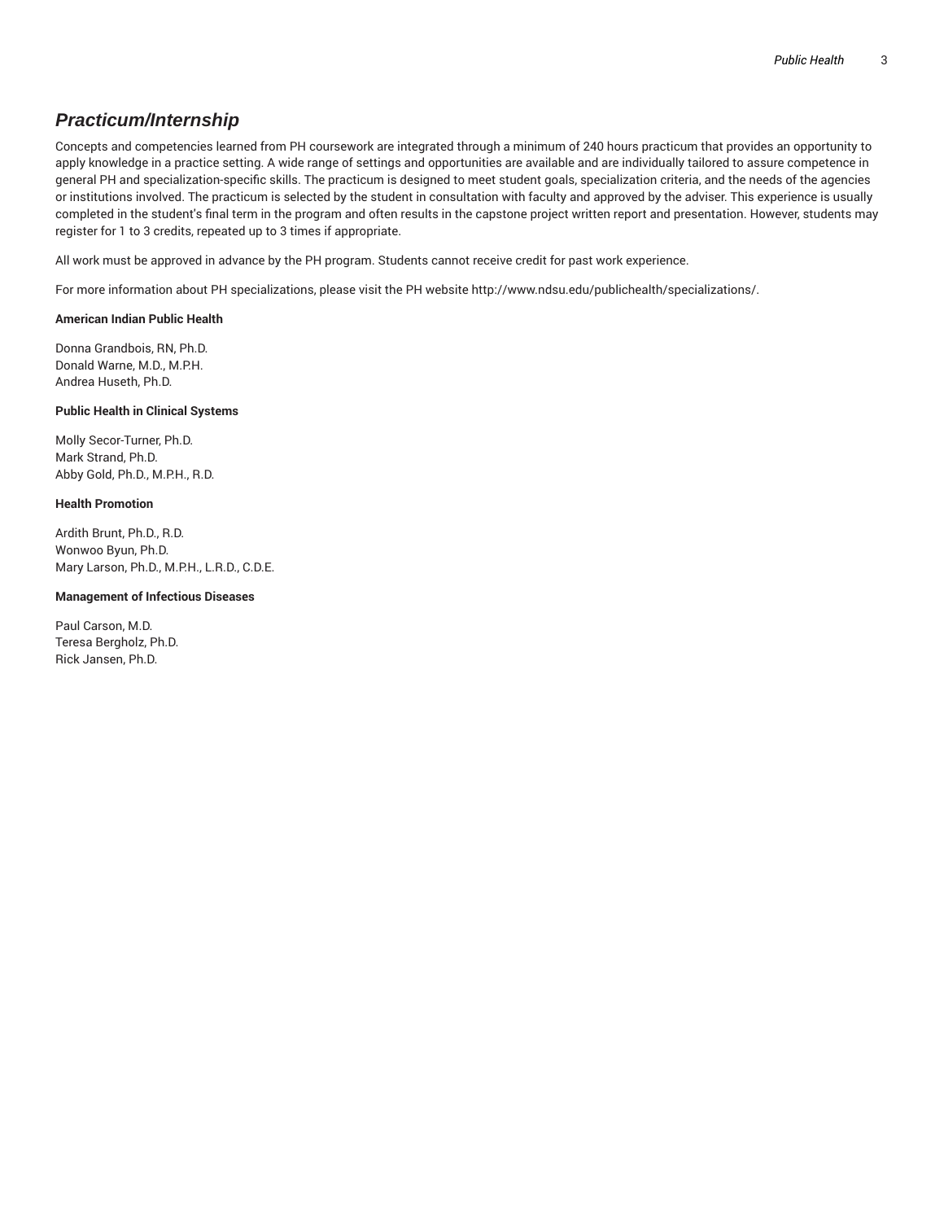## *Practicum/Internship*

Concepts and competencies learned from PH coursework are integrated through a minimum of 240 hours practicum that provides an opportunity to apply knowledge in a practice setting. A wide range of settings and opportunities are available and are individually tailored to assure competence in general PH and specialization-specific skills. The practicum is designed to meet student goals, specialization criteria, and the needs of the agencies or institutions involved. The practicum is selected by the student in consultation with faculty and approved by the adviser. This experience is usually completed in the student's final term in the program and often results in the capstone project written report and presentation. However, students may register for 1 to 3 credits, repeated up to 3 times if appropriate.

All work must be approved in advance by the PH program. Students cannot receive credit for past work experience.

For more information about PH specializations, please visit the PH website http://www.ndsu.edu/publichealth/specializations/.

**American Indian Public Health**

Donna Grandbois, RN, Ph.D.
Donald Warne, M.D., M.P.H.
Andrea Huseth, Ph.D.

**Public Health in Clinical Systems**

Molly Secor-Turner, Ph.D.
Mark Strand, Ph.D.
Abby Gold, Ph.D., M.P.H., R.D.

**Health Promotion**

Ardith Brunt, Ph.D., R.D.
Wonwoo Byun, Ph.D.
Mary Larson, Ph.D., M.P.H., L.R.D., C.D.E.

**Management of Infectious Diseases**

Paul Carson, M.D.
Teresa Bergholz, Ph.D.
Rick Jansen, Ph.D.